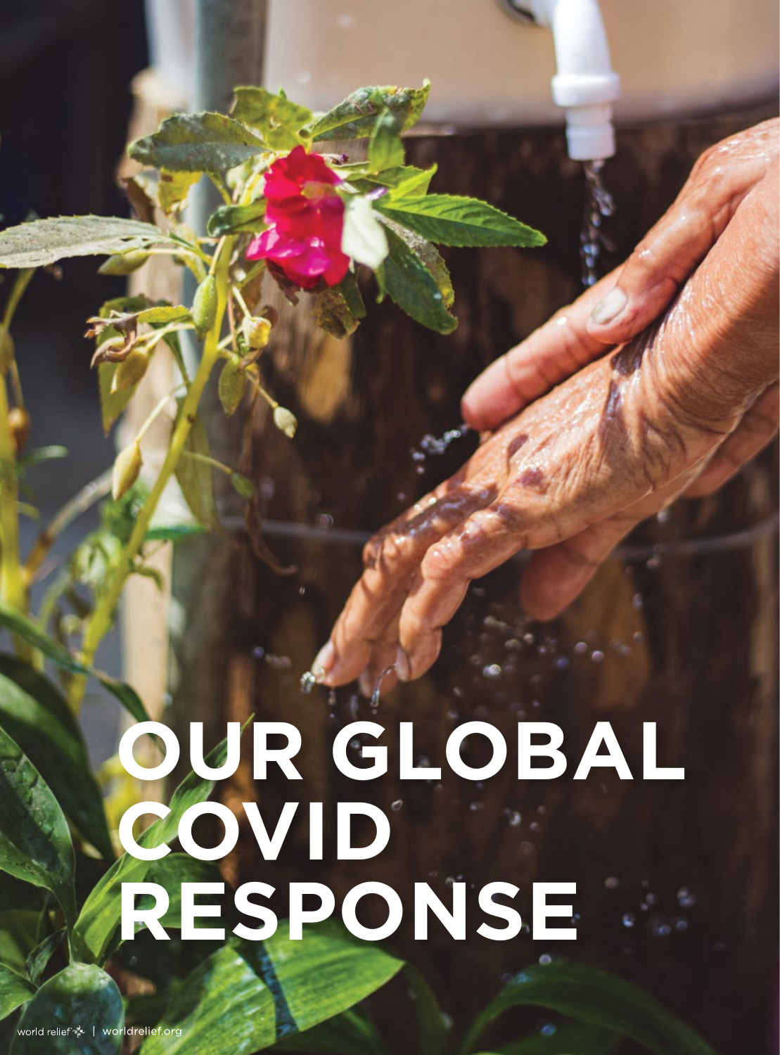# OUR GLOBAL COVID RESPONSE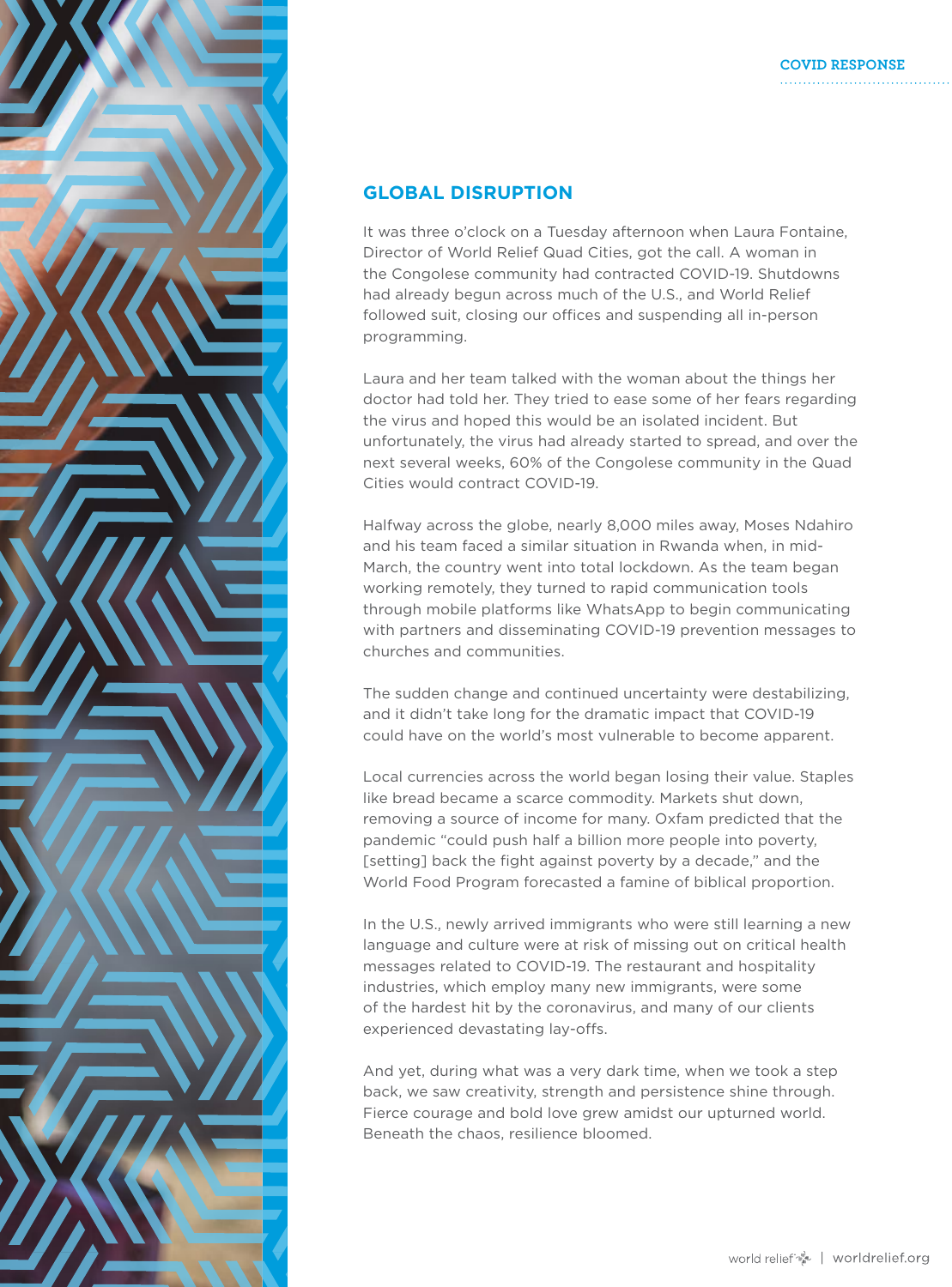## GLOBAL DISRUPTION

It was three o'clock on a Tuesday afternoon when Laura Fontaine, Director of World Relief Quad Cities, got the call. A woman in the Congolese community had contracted COVID-19. Shutdowns had already begun across much of the U.S., and World Relief followed suit, closing our offices and suspending all in-person programming.

Laura and her team talked with the woman about the things her doctor had told her. They tried to ease some of her fears regarding the virus and hoped this would be an isolated incident. But unfortunately, the virus had already started to spread, and over the next several weeks, 60% of the Congolese community in the Quad Cities would contract COVID-19.

Halfway across the globe, nearly 8,000 miles away, Moses Ndahiro and his team faced a similar situation in Rwanda when, in mid-March, the country went into total lockdown. As the team began working remotely, they turned to rapid communication tools through mobile platforms like WhatsApp to begin communicating with partners and disseminating COVID-19 prevention messages to churches and communities.

The sudden change and continued uncertainty were destabilizing, and it didn't take long for the dramatic impact that COVID-19 could have on the world's most vulnerable to become apparent.

Local currencies across the world began losing their value. Staples like bread became a scarce commodity. Markets shut down, removing a source of income for many. Oxfam predicted that the pandemic "could push half a billion more people into poverty, [setting] back the fight against poverty by a decade," and the World Food Program forecasted a famine of biblical proportion.

In the U.S., newly arrived immigrants who were still learning a new language and culture were at risk of missing out on critical health messages related to COVID-19. The restaurant and hospitality industries, which employ many new immigrants, were some of the hardest hit by the coronavirus, and many of our clients experienced devastating lay-offs.

And yet, during what was a very dark time, when we took a step back, we saw creativity, strength and persistence shine through. Fierce courage and bold love grew amidst our upturned world. Beneath the chaos, resilience bloomed.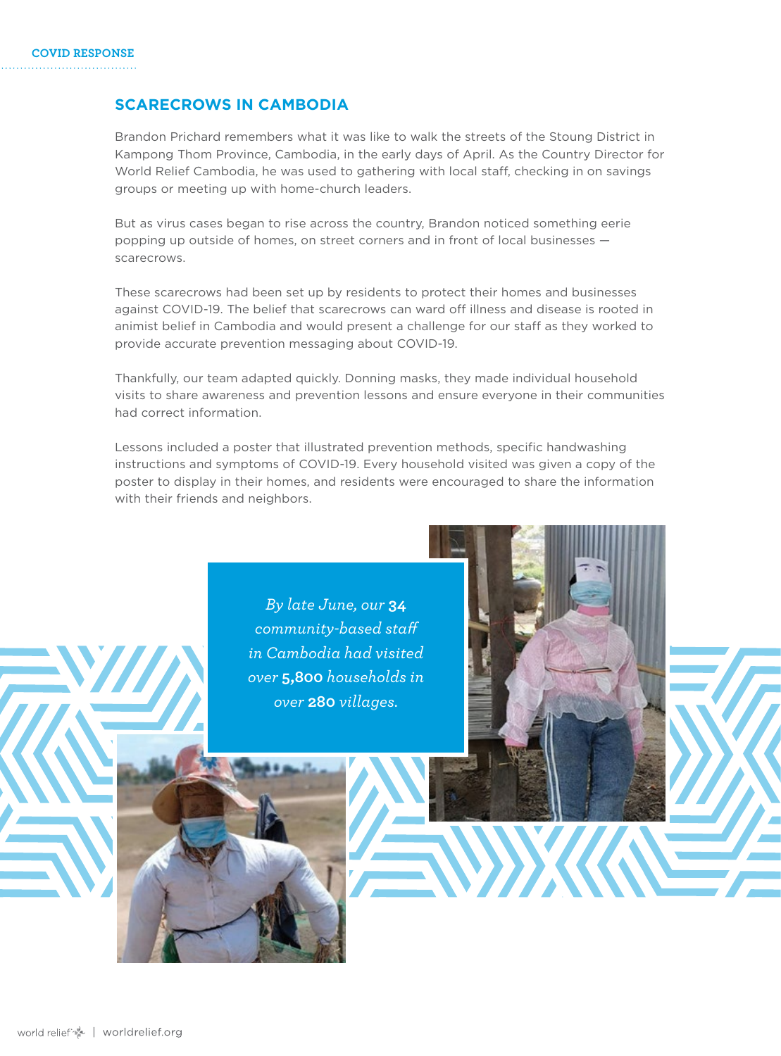COVID RESPONSE

## SCARECROWS IN CAMBODIA

Brandon Prichard remembers what it was like to walk the streets of the Stoung District in Kampong Thom Province, Cambodia, in the early days of April. As the Country Director for World Relief Cambodia, he was used to gathering with local staff, checking in on savings groups or meeting up with home-church leaders.

But as virus cases began to rise across the country, Brandon noticed something eerie popping up outside of homes, on street corners and in front of local businesses — scarecrows.

These scarecrows had been set up by residents to protect their homes and businesses against COVID-19. The belief that scarecrows can ward off illness and disease is rooted in animist belief in Cambodia and would present a challenge for our staff as they worked to provide accurate prevention messaging about COVID-19.

Thankfully, our team adapted quickly. Donning masks, they made individual household visits to share awareness and prevention lessons and ensure everyone in their communities had correct information.

Lessons included a poster that illustrated prevention methods, specific handwashing instructions and symptoms of COVID-19. Every household visited was given a copy of the poster to display in their homes, and residents were encouraged to share the information with their friends and neighbors.

*By late June, our* **34** *community-based staff in Cambodia had visited over* **5,800** *households in over* **280** *villages.*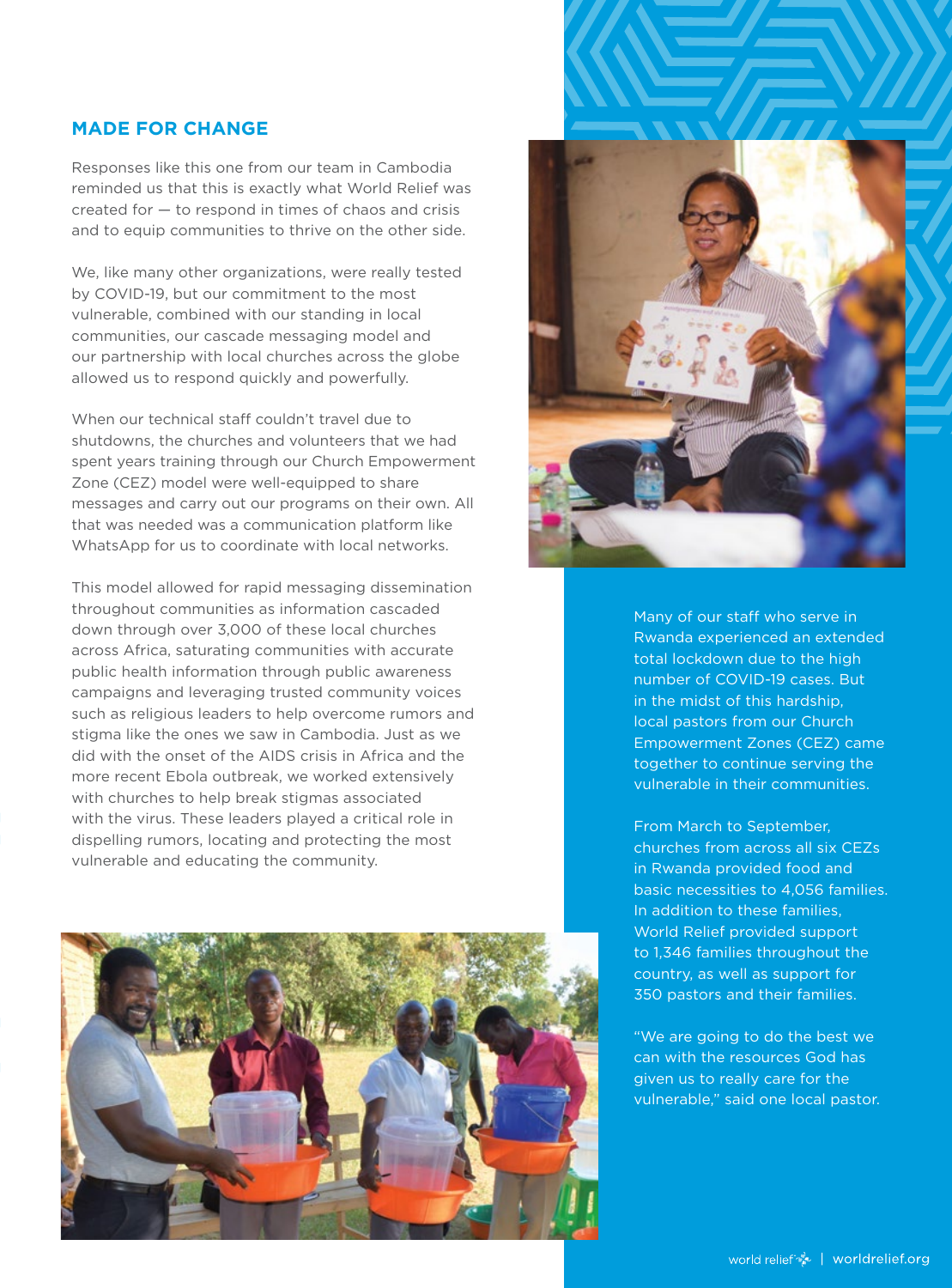## MADE FOR CHANGE

Responses like this one from our team in Cambodia reminded us that this is exactly what World Relief was created for — to respond in times of chaos and crisis and to equip communities to thrive on the other side.

We, like many other organizations, were really tested by COVID-19, but our commitment to the most vulnerable, combined with our standing in local communities, our cascade messaging model and our partnership with local churches across the globe allowed us to respond quickly and powerfully.

When our technical staff couldn't travel due to shutdowns, the churches and volunteers that we had spent years training through our Church Empowerment Zone (CEZ) model were well-equipped to share messages and carry out our programs on their own. All that was needed was a communication platform like WhatsApp for us to coordinate with local networks.

This model allowed for rapid messaging dissemination throughout communities as information cascaded down through over 3,000 of these local churches across Africa, saturating communities with accurate public health information through public awareness campaigns and leveraging trusted community voices such as religious leaders to help overcome rumors and stigma like the ones we saw in Cambodia. Just as we did with the onset of the AIDS crisis in Africa and the more recent Ebola outbreak, we worked extensively with churches to help break stigmas associated with the virus. These leaders played a critical role in dispelling rumors, locating and protecting the most vulnerable and educating the community.

Many of our staff who serve in Rwanda experienced an extended total lockdown due to the high number of COVID-19 cases. But in the midst of this hardship, local pastors from our Church Empowerment Zones (CEZ) came together to continue serving the vulnerable in their communities.

From March to September, churches from across all six CEZs in Rwanda provided food and basic necessities to 4,056 families. In addition to these families, World Relief provided support to 1,346 families throughout the country, as well as support for 350 pastors and their families.

"We are going to do the best we can with the resources God has given us to really care for the vulnerable," said one local pastor.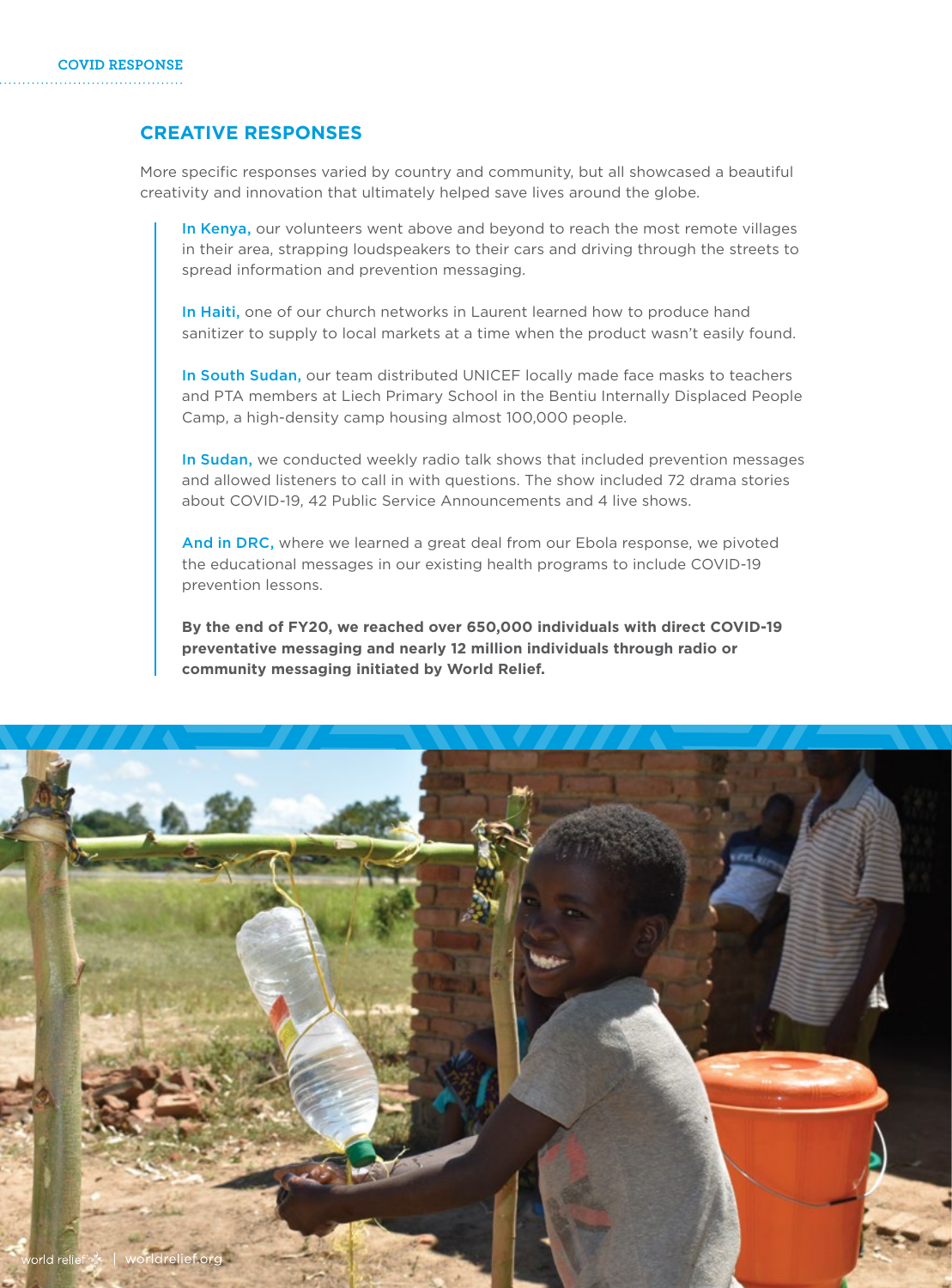## CREATIVE RESPONSES

More specific responses varied by country and community, but all showcased a beautiful creativity and innovation that ultimately helped save lives around the globe.

In Kenya, our volunteers went above and beyond to reach the most remote villages in their area, strapping loudspeakers to their cars and driving through the streets to spread information and prevention messaging.

In Haiti, one of our church networks in Laurent learned how to produce hand sanitizer to supply to local markets at a time when the product wasn't easily found.

In South Sudan, our team distributed UNICEF locally made face masks to teachers and PTA members at Liech Primary School in the Bentiu Internally Displaced People Camp, a high-density camp housing almost 100,000 people.

In Sudan, we conducted weekly radio talk shows that included prevention messages and allowed listeners to call in with questions. The show included 72 drama stories about COVID-19, 42 Public Service Announcements and 4 live shows.

And in DRC, where we learned a great deal from our Ebola response, we pivoted the educational messages in our existing health programs to include COVID-19 prevention lessons.

**By the end of FY20, we reached over 650,000 individuals with direct COVID-19 preventative messaging and nearly 12 million individuals through radio or community messaging initiated by World Relief.**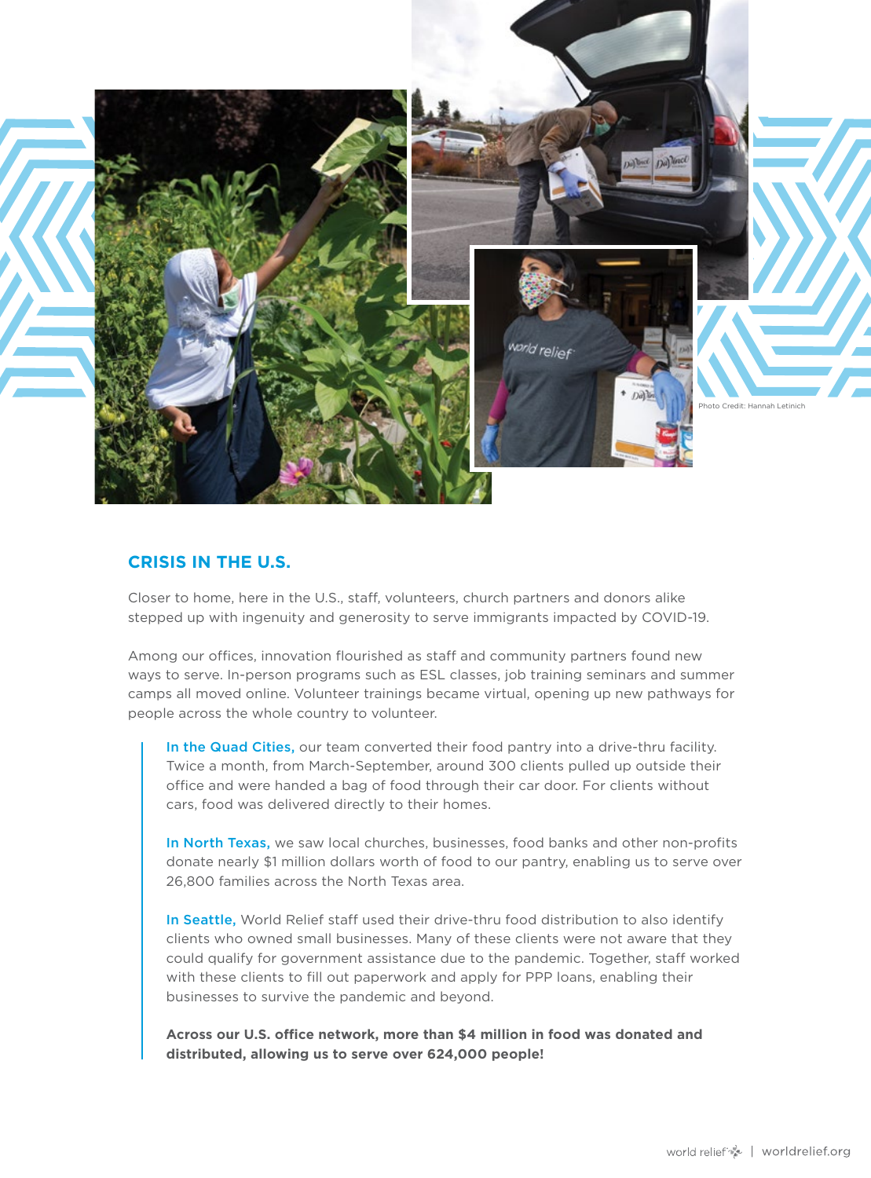Photo Credit: Hannah Letinich

## CRISIS IN THE U.S.

Closer to home, here in the U.S., staff, volunteers, church partners and donors alike stepped up with ingenuity and generosity to serve immigrants impacted by COVID-19.

Among our offices, innovation flourished as staff and community partners found new ways to serve. In-person programs such as ESL classes, job training seminars and summer camps all moved online. Volunteer trainings became virtual, opening up new pathways for people across the whole country to volunteer.

> In the Quad Cities, our team converted their food pantry into a drive-thru facility. Twice a month, from March-September, around 300 clients pulled up outside their office and were handed a bag of food through their car door. For clients without cars, food was delivered directly to their homes.
>
> In North Texas, we saw local churches, businesses, food banks and other non-profits donate nearly $1 million dollars worth of food to our pantry, enabling us to serve over 26,800 families across the North Texas area.
>
> In Seattle, World Relief staff used their drive-thru food distribution to also identify clients who owned small businesses. Many of these clients were not aware that they could qualify for government assistance due to the pandemic. Together, staff worked with these clients to fill out paperwork and apply for PPP loans, enabling their businesses to survive the pandemic and beyond.
>
> **Across our U.S. office network, more than $4 million in food was donated and distributed, allowing us to serve over 624,000 people!**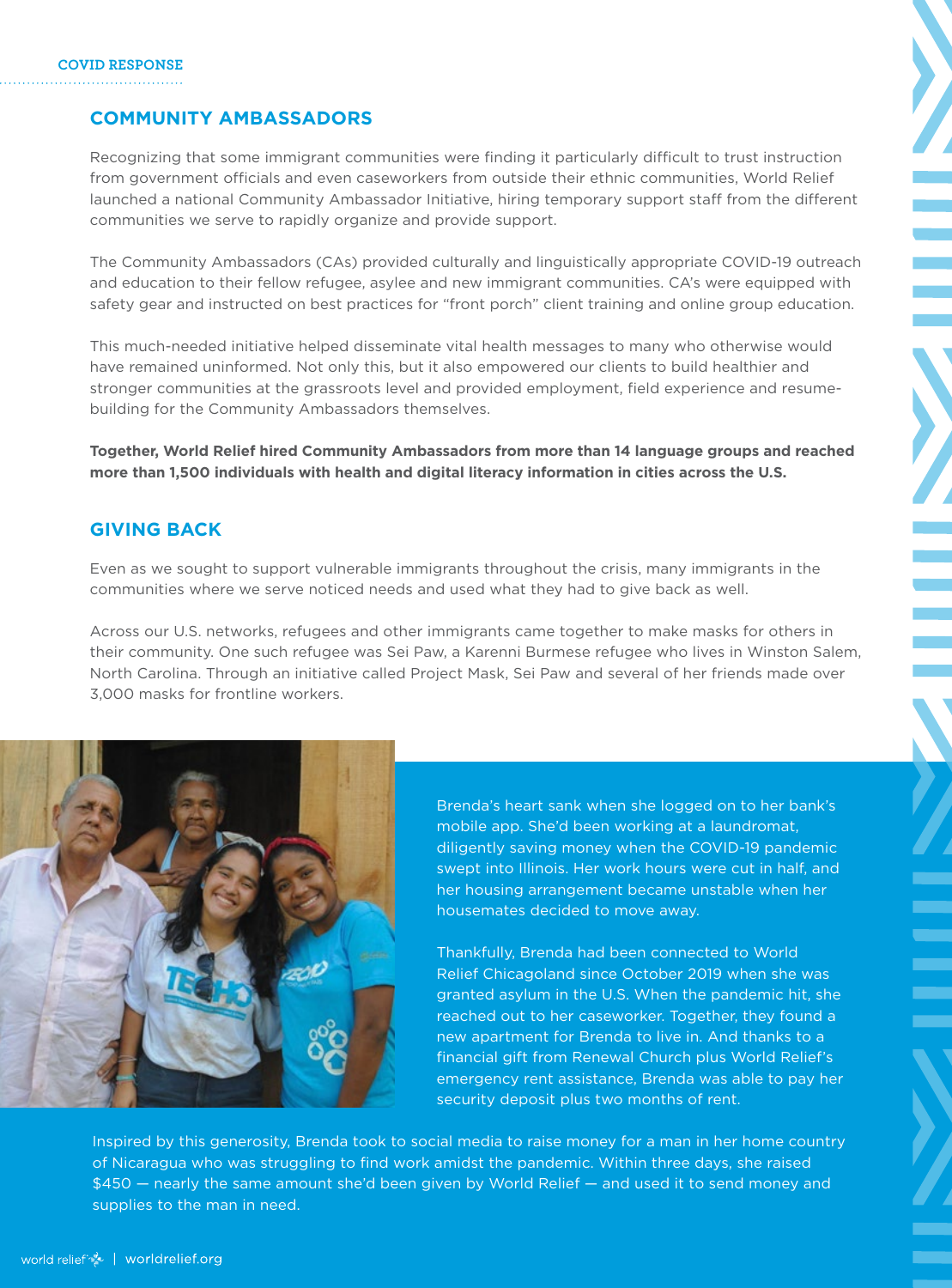COVID RESPONSE

## COMMUNITY AMBASSADORS

Recognizing that some immigrant communities were finding it particularly difficult to trust instruction from government officials and even caseworkers from outside their ethnic communities, World Relief launched a national Community Ambassador Initiative, hiring temporary support staff from the different communities we serve to rapidly organize and provide support.

The Community Ambassadors (CAs) provided culturally and linguistically appropriate COVID-19 outreach and education to their fellow refugee, asylee and new immigrant communities. CA's were equipped with safety gear and instructed on best practices for "front porch" client training and online group education.

This much-needed initiative helped disseminate vital health messages to many who otherwise would have remained uninformed. Not only this, but it also empowered our clients to build healthier and stronger communities at the grassroots level and provided employment, field experience and resume-building for the Community Ambassadors themselves.

**Together, World Relief hired Community Ambassadors from more than 14 language groups and reached more than 1,500 individuals with health and digital literacy information in cities across the U.S.**

## GIVING BACK

Even as we sought to support vulnerable immigrants throughout the crisis, many immigrants in the communities where we serve noticed needs and used what they had to give back as well.

Across our U.S. networks, refugees and other immigrants came together to make masks for others in their community. One such refugee was Sei Paw, a Karenni Burmese refugee who lives in Winston Salem, North Carolina. Through an initiative called Project Mask, Sei Paw and several of her friends made over 3,000 masks for frontline workers.

Brenda's heart sank when she logged on to her bank's mobile app. She'd been working at a laundromat, diligently saving money when the COVID-19 pandemic swept into Illinois. Her work hours were cut in half, and her housing arrangement became unstable when her housemates decided to move away.

Thankfully, Brenda had been connected to World Relief Chicagoland since October 2019 when she was granted asylum in the U.S. When the pandemic hit, she reached out to her caseworker. Together, they found a new apartment for Brenda to live in. And thanks to a financial gift from Renewal Church plus World Relief's emergency rent assistance, Brenda was able to pay her security deposit plus two months of rent.

Inspired by this generosity, Brenda took to social media to raise money for a man in her home country of Nicaragua who was struggling to find work amidst the pandemic. Within three days, she raised $450 — nearly the same amount she'd been given by World Relief — and used it to send money and supplies to the man in need.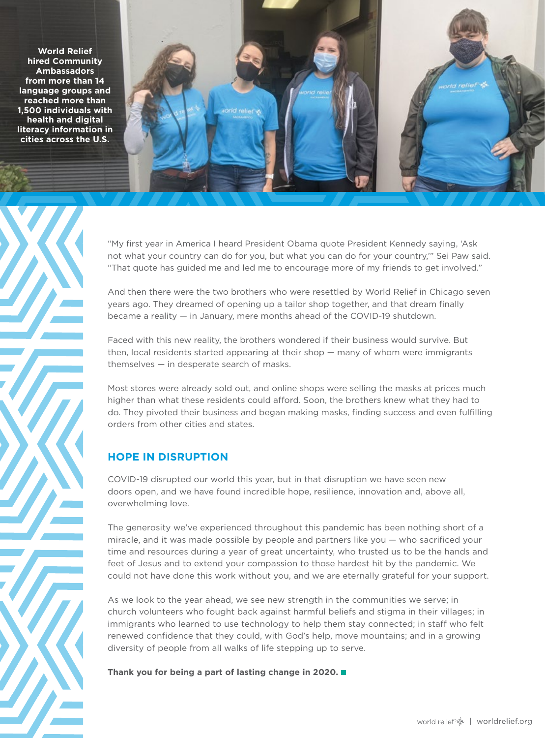World Relief hired Community Ambassadors from more than 14 language groups and reached more than 1,500 individuals with health and digital literacy information in cities across the U.S.

"My first year in America I heard President Obama quote President Kennedy saying, 'Ask not what your country can do for you, but what you can do for your country,'" Sei Paw said. "That quote has guided me and led me to encourage more of my friends to get involved."

And then there were the two brothers who were resettled by World Relief in Chicago seven years ago. They dreamed of opening up a tailor shop together, and that dream finally became a reality — in January, mere months ahead of the COVID-19 shutdown.

Faced with this new reality, the brothers wondered if their business would survive. But then, local residents started appearing at their shop — many of whom were immigrants themselves — in desperate search of masks.

Most stores were already sold out, and online shops were selling the masks at prices much higher than what these residents could afford. Soon, the brothers knew what they had to do. They pivoted their business and began making masks, finding success and even fulfilling orders from other cities and states.

## HOPE IN DISRUPTION

COVID-19 disrupted our world this year, but in that disruption we have seen new doors open, and we have found incredible hope, resilience, innovation and, above all, overwhelming love.

The generosity we've experienced throughout this pandemic has been nothing short of a miracle, and it was made possible by people and partners like you — who sacrificed your time and resources during a year of great uncertainty, who trusted us to be the hands and feet of Jesus and to extend your compassion to those hardest hit by the pandemic. We could not have done this work without you, and we are eternally grateful for your support.

As we look to the year ahead, we see new strength in the communities we serve; in church volunteers who fought back against harmful beliefs and stigma in their villages; in immigrants who learned to use technology to help them stay connected; in staff who felt renewed confidence that they could, with God's help, move mountains; and in a growing diversity of people from all walks of life stepping up to serve.

**Thank you for being a part of lasting change in 2020.**